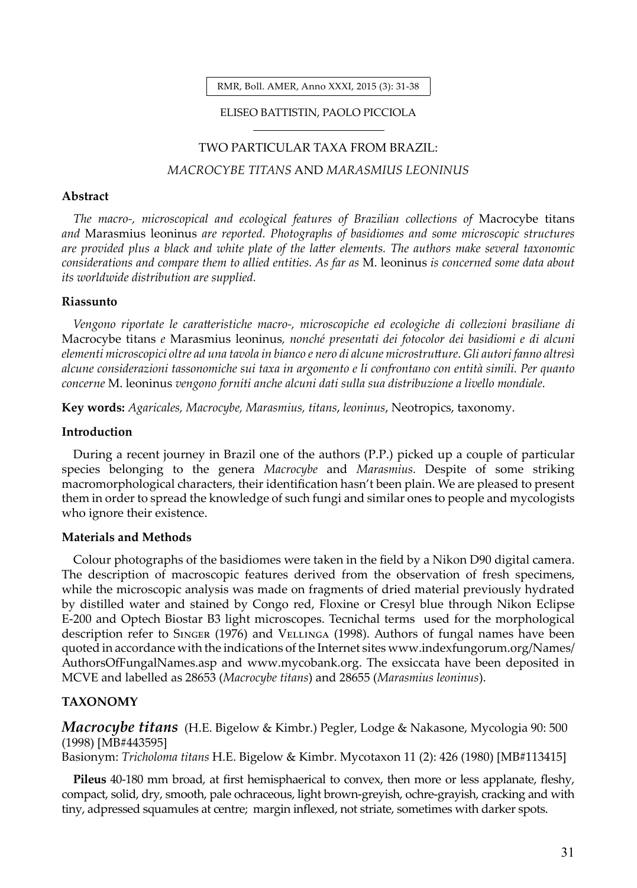ELISEO BATTISTIN, PAOLO PICCIOLA

# TWO PARTICULAR TAXA FROM BRAZIL: *MACROCYBE TITANS* AND *MARASMIUS LEONINUS*

## Abstract

*The macro-, microscopical and ecological features of Brazilian collections of* Macrocybe titans *and* Marasmius leoninus *are reported. Photographs of basidiomes and some microscopic structures are provided plus a black and white plate of the latter elements. The authors make several taxonomic considerations and compare them to allied entities. As far as* M. leoninus *is concerned some data about its worldwide distribution are supplied.*

## Riassunto

*Vengono riportate le caratteristiche macro-, microscopiche ed ecologiche di collezioni brasiliane di* Macrocybe titans *e* Marasmius leoninus*, nonché presentati dei fotocolor dei basidiomi e di alcuni elementi microscopici oltre ad una tavola in bianco e nero di alcune microstrutture. Gli autori fanno altresì alcune considerazioni tassonomiche sui taxa in argomento e li confrontano con entità simili. Per quanto concerne* M. leoninus *vengono forniti anche alcuni dati sulla sua distribuzione a livello mondiale.*

**Key words:** *Agaricales, Macrocybe, Marasmius, titans*, *leoninus*, Neotropics, taxonomy.

## Introduction

During a recent journey in Brazil one of the authors (P.P.) picked up a couple of particular species belonging to the genera *Macrocybe* and *Marasmius*. Despite of some striking macromorphological characters, their identification hasn't been plain. We are pleased to present them in order to spread the knowledge of such fungi and similar ones to people and mycologists who ignore their existence.

## Materials and Methods

Colour photographs of the basidiomes were taken in the field by a Nikon D90 digital camera. The description of macroscopic features derived from the observation of fresh specimens, while the microscopic analysis was made on fragments of dried material previously hydrated by distilled water and stained by Congo red, Floxine or Cresyl blue through Nikon Eclipse E-200 and Optech Biostar B3 light microscopes. Tecnichal terms used for the morphological description refer to Singer (1976) and Vellinga (1998). Authors of fungal names have been quoted in accordance with the indications of the Internet sites www.indexfungorum.org/Names/AuthorsOfFungalNames.asp and www.mycobank.org. The exsiccata have been deposited in MCVE and labelled as 28653 (*Macrocybe titans*) and 28655 (*Marasmius leoninus*).

## TAXONOMY

***Macrocybe titans*** (H.E. Bigelow & Kimbr.) Pegler, Lodge & Nakasone, Mycologia 90: 500 (1998) [MB#443595]
Basionym: *Tricholoma titans* H.E. Bigelow & Kimbr. Mycotaxon 11 (2): 426 (1980) [MB#113415]

**Pileus** 40-180 mm broad, at first hemisphaerical to convex, then more or less applanate, fleshy, compact, solid, dry, smooth, pale ochraceous, light brown-greyish, ochre-grayish, cracking and with tiny, adpressed squamules at centre; margin inflexed, not striate, sometimes with darker spots.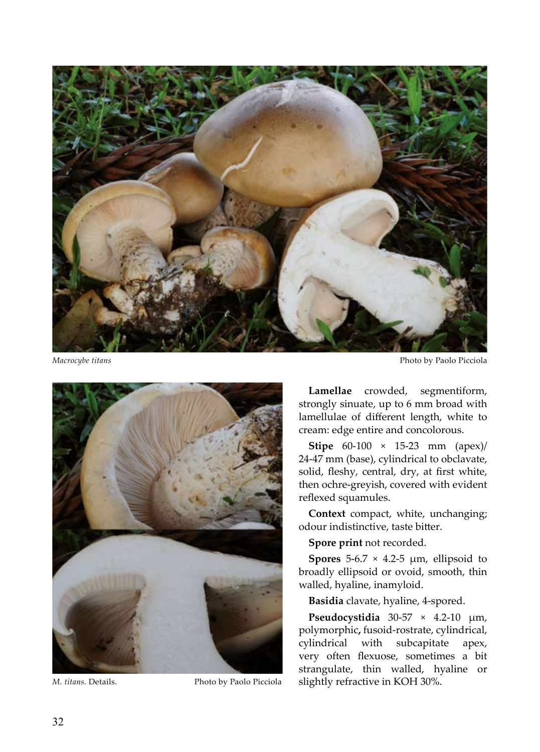*Macrocybe titans* Photo by Paolo Picciola

*M. titans*. Details. Photo by Paolo Picciola

**Lamellae** crowded, segmentiform, strongly sinuate, up to 6 mm broad with lamellulae of different length, white to cream: edge entire and concolorous.

**Stipe** 60-100 × 15-23 mm (apex)/ 24-47 mm (base), cylindrical to obclavate, solid, fleshy, central, dry, at first white, then ochre-greyish, covered with evident reflexed squamules.

**Context** compact, white, unchanging; odour indistinctive, taste bitter.

**Spore print** not recorded.

**Spores** 5-6.7 × 4.2-5 μm, ellipsoid to broadly ellipsoid or ovoid, smooth, thin walled, hyaline, inamyloid.

**Basidia** clavate, hyaline, 4-spored.

**Pseudocystidia** 30-57 × 4.2-10 μm, polymorphic**,** fusoid-rostrate, cylindrical, cylindrical with subcapitate apex, very often flexuose, sometimes a bit strangulate, thin walled, hyaline or slightly refractive in KOH 30%.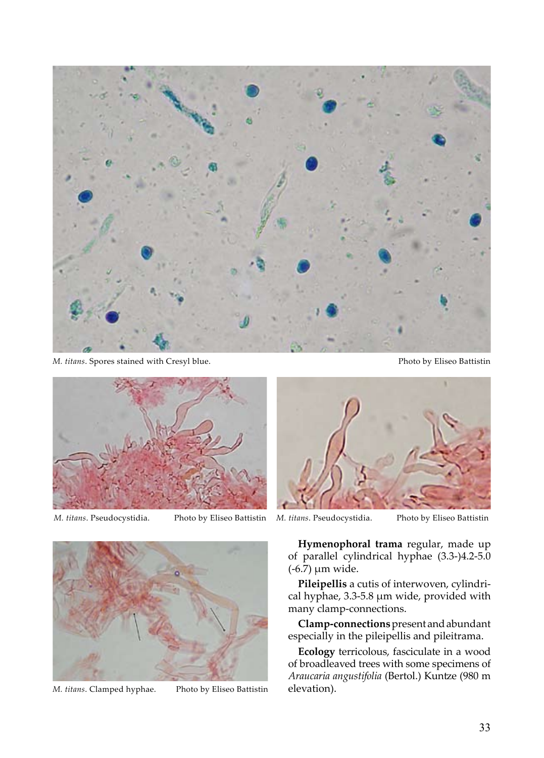*M. titans*. Spores stained with Cresyl blue. Photo by Eliseo Battistin

*M. titans*. Pseudocystidia. Photo by Eliseo Battistin

*M. titans*. Pseudocystidia. Photo by Eliseo Battistin

*M. titans*. Clamped hyphae. Photo by Eliseo Battistin

**Hymenophoral trama** regular, made up of parallel cylindrical hyphae (3.3-)4.2-5.0 (-6.7) µm wide.

**Pileipellis** a cutis of interwoven, cylindrical hyphae, 3.3-5.8 µm wide, provided with many clamp-connections.

**Clamp-connections** present and abundant especially in the pileipellis and pileitrama.

**Ecology** terricolous, fasciculate in a wood of broadleaved trees with some specimens of *Araucaria angustifolia* (Bertol.) Kuntze (980 m elevation).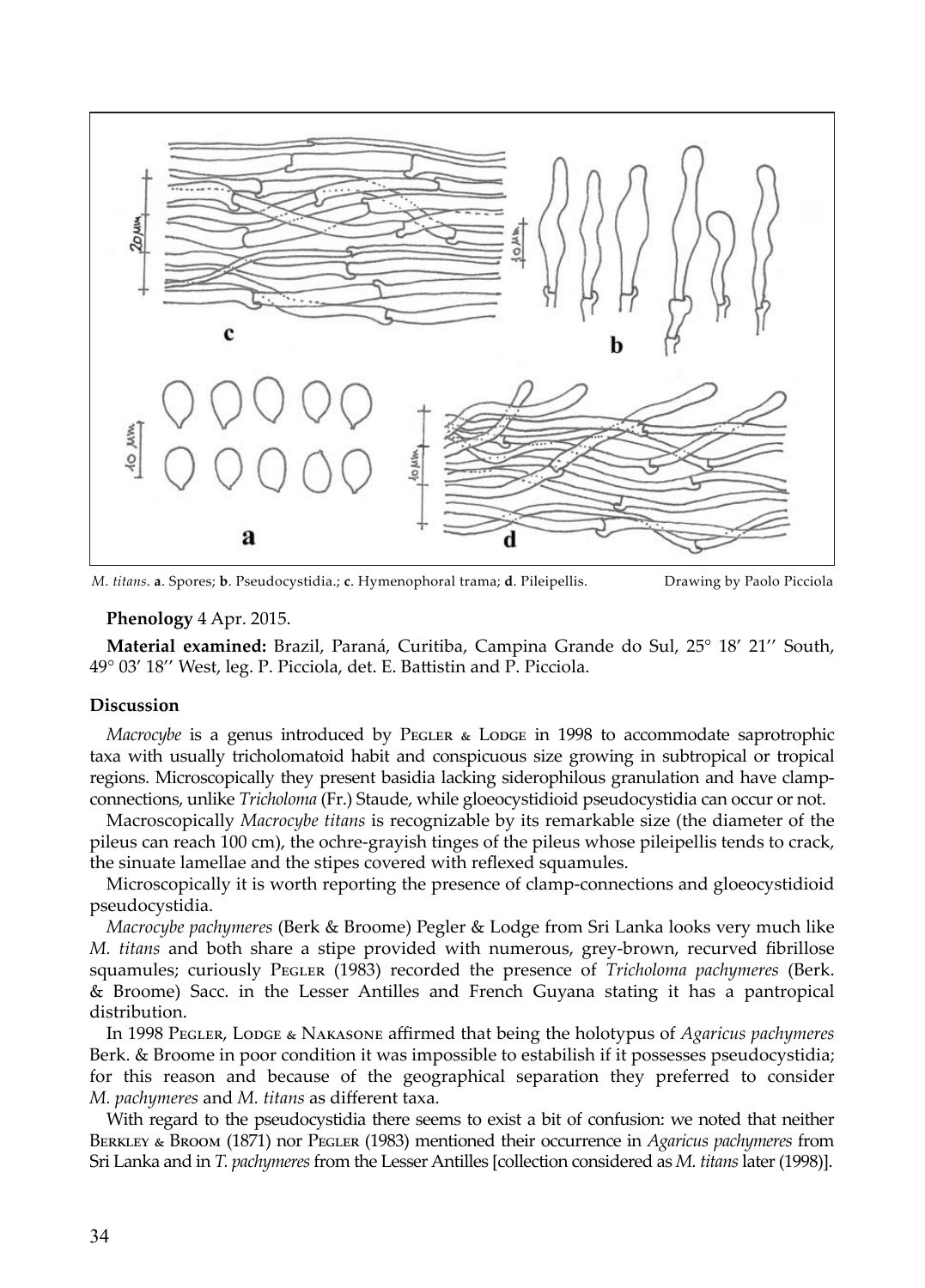*M. titans*. **a**. Spores; **b**. Pseudocystidia.; **c**. Hymenophoral trama; **d**. Pileipellis. Drawing by Paolo Picciola

**Phenology** 4 Apr. 2015.

**Material examined:** Brazil, Paraná, Curitiba, Campina Grande do Sul, 25° 18' 21'' South, 49° 03' 18'' West, leg. P. Picciola, det. E. Battistin and P. Picciola.

### Discussion

*Macrocybe* is a genus introduced by Pegler & Lodge in 1998 to accommodate saprotrophic taxa with usually tricholomatoid habit and conspicuous size growing in subtropical or tropical regions. Microscopically they present basidia lacking siderophilous granulation and have clamp-connections, unlike *Tricholoma* (Fr.) Staude, while gloeocystidioid pseudocystidia can occur or not.

Macroscopically *Macrocybe titans* is recognizable by its remarkable size (the diameter of the pileus can reach 100 cm), the ochre-grayish tinges of the pileus whose pileipellis tends to crack, the sinuate lamellae and the stipes covered with reflexed squamules.

Microscopically it is worth reporting the presence of clamp-connections and gloeocystidioid pseudocystidia.

*Macrocybe pachymeres* (Berk & Broome) Pegler & Lodge from Sri Lanka looks very much like *M. titans* and both share a stipe provided with numerous, grey-brown, recurved fibrillose squamules; curiously Pegler (1983) recorded the presence of *Tricholoma pachymeres* (Berk. & Broome) Sacc. in the Lesser Antilles and French Guyana stating it has a pantropical distribution.

In 1998 Pegler, Lodge & Nakasone affirmed that being the holotypus of *Agaricus pachymeres* Berk. & Broome in poor condition it was impossible to estabilish if it possesses pseudocystidia; for this reason and because of the geographical separation they preferred to consider *M. pachymeres* and *M. titans* as different taxa.

With regard to the pseudocystidia there seems to exist a bit of confusion: we noted that neither Berkley & Broom (1871) nor Pegler (1983) mentioned their occurrence in *Agaricus pachymeres* from Sri Lanka and in *T. pachymeres* from the Lesser Antilles [collection considered as *M. titans* later (1998)].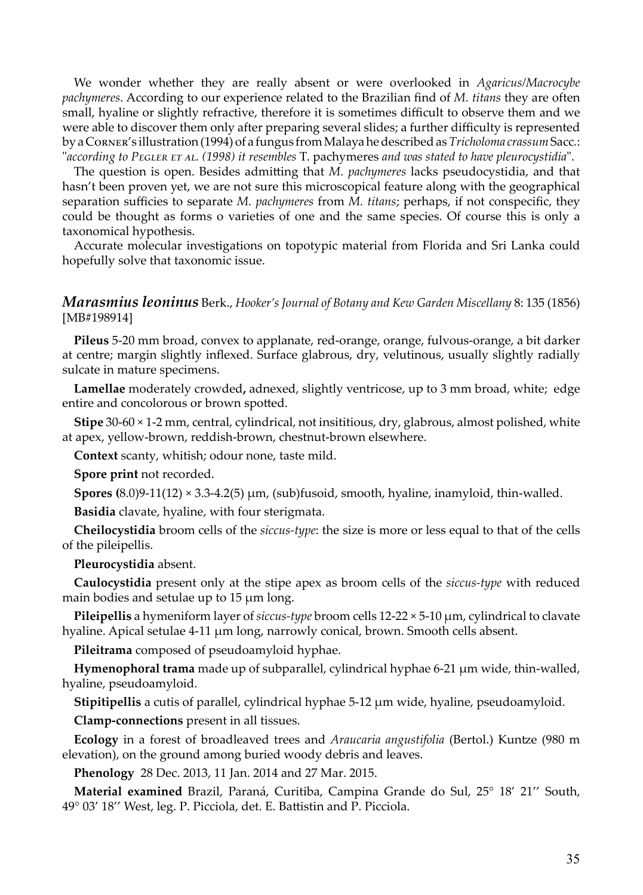We wonder whether they are really absent or were overlooked in *Agaricus/Macrocybe pachymeres*. According to our experience related to the Brazilian find of *M. titans* they are often small, hyaline or slightly refractive, therefore it is sometimes difficult to observe them and we were able to discover them only after preparing several slides; a further difficulty is represented by a Corner's illustration (1994) of a fungus from Malaya he described as *Tricholoma crassum* Sacc.: "*according to Pegler et al. (1998) it resembles* T. pachymeres *and was stated to have pleurocystidia*".

The question is open. Besides admitting that *M. pachymeres* lacks pseudocystidia, and that hasn't been proven yet, we are not sure this microscopical feature along with the geographical separation sufficies to separate *M. pachymeres* from *M. titans*; perhaps, if not conspecific, they could be thought as forms o varieties of one and the same species. Of course this is only a taxonomical hypothesis.

Accurate molecular investigations on topotypic material from Florida and Sri Lanka could hopefully solve that taxonomic issue.

## *Marasmius leoninus* Berk., *Hooker's Journal of Botany and Kew Garden Miscellany* 8: 135 (1856) [MB#198914]

**Pileus** 5-20 mm broad, convex to applanate, red-orange, orange, fulvous-orange, a bit darker at centre; margin slightly inflexed. Surface glabrous, dry, velutinous, usually slightly radially sulcate in mature specimens.

**Lamellae** moderately crowded**,** adnexed, slightly ventricose, up to 3 mm broad, white; edge entire and concolorous or brown spotted.

**Stipe** 30-60 × 1-2 mm, central, cylindrical, not insititious, dry, glabrous, almost polished, white at apex, yellow-brown, reddish-brown, chestnut-brown elsewhere.

**Context** scanty, whitish; odour none, taste mild.

**Spore print** not recorded.

**Spores (**8.0)9-11(12) × 3.3-4.2(5) µm, (sub)fusoid, smooth, hyaline, inamyloid, thin-walled.

**Basidia** clavate, hyaline, with four sterigmata.

**Cheilocystidia** broom cells of the *siccus-type*: the size is more or less equal to that of the cells of the pileipellis.

**Pleurocystidia** absent.

**Caulocystidia** present only at the stipe apex as broom cells of the *siccus-type* with reduced main bodies and setulae up to 15 µm long.

**Pileipellis** a hymeniform layer of *siccus-type* broom cells 12-22 × 5-10 µm, cylindrical to clavate hyaline. Apical setulae 4-11 µm long, narrowly conical, brown. Smooth cells absent.

**Pileitrama** composed of pseudoamyloid hyphae.

**Hymenophoral trama** made up of subparallel, cylindrical hyphae 6-21 µm wide, thin-walled, hyaline, pseudoamyloid.

**Stipitipellis** a cutis of parallel, cylindrical hyphae 5-12 µm wide, hyaline, pseudoamyloid.

**Clamp-connections** present in all tissues.

**Ecology** in a forest of broadleaved trees and *Araucaria angustifolia* (Bertol.) Kuntze (980 m elevation), on the ground among buried woody debris and leaves.

**Phenology** 28 Dec. 2013, 11 Jan. 2014 and 27 Mar. 2015.

**Material examined** Brazil, Paraná, Curitiba, Campina Grande do Sul, 25° 18′ 21′′ South, 49° 03′ 18′′ West, leg. P. Picciola, det. E. Battistin and P. Picciola.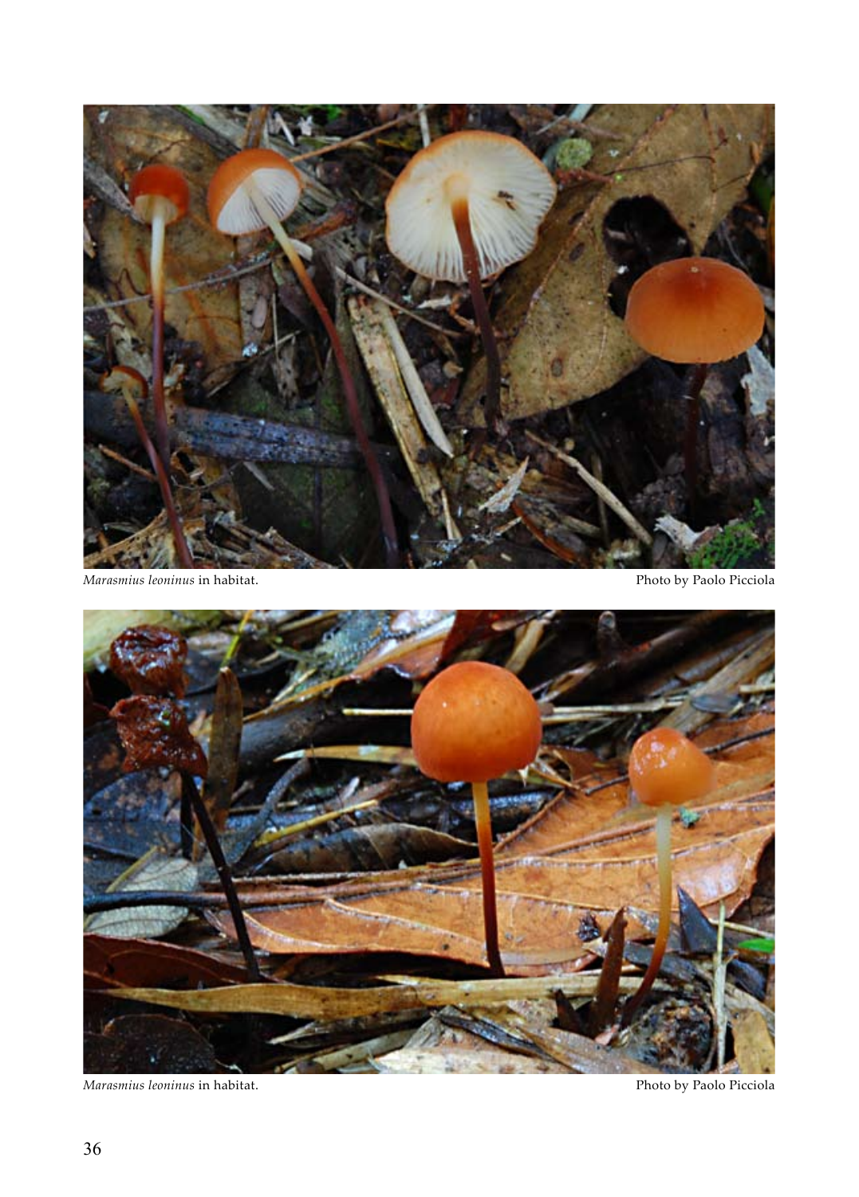*Marasmius leoninus* in habitat. Photo by Paolo Picciola

*Marasmius leoninus* in habitat. Photo by Paolo Picciola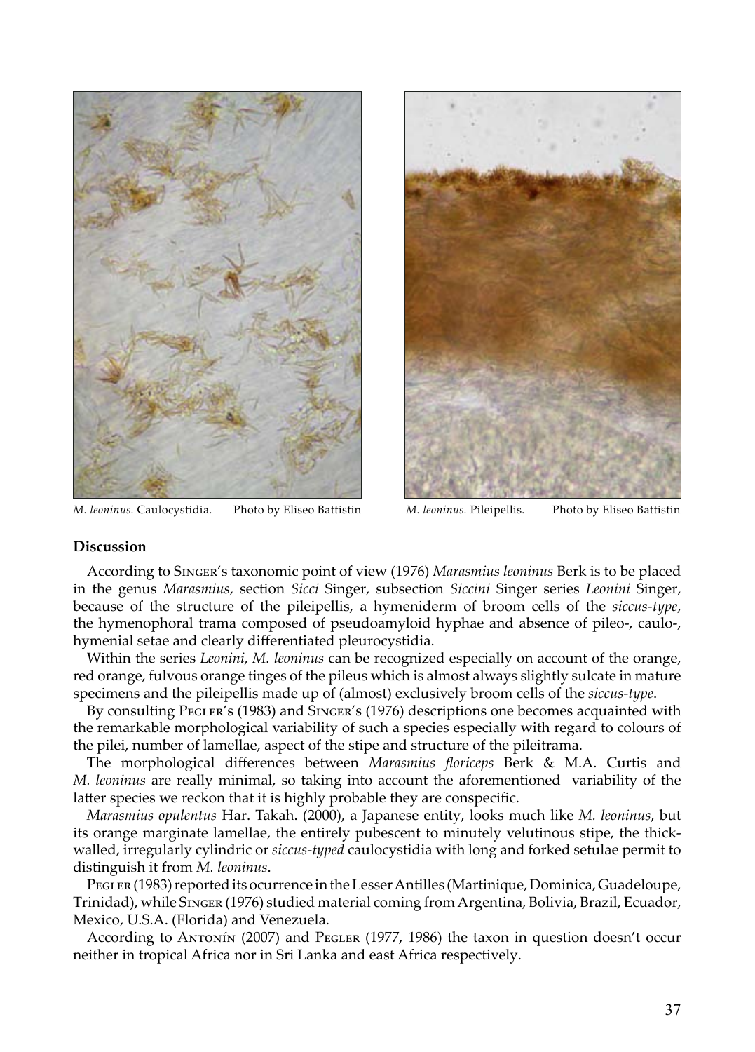*M. leoninus.* Caulocystidia. Photo by Eliseo Battistin

*M. leoninus.* Pileipellis. Photo by Eliseo Battistin

**Discussion**

According to Singer's taxonomic point of view (1976) *Marasmius leoninus* Berk is to be placed in the genus *Marasmius*, section *Sicci* Singer, subsection *Siccini* Singer series *Leonini* Singer, because of the structure of the pileipellis, a hymeniderm of broom cells of the *siccus-type*, the hymenophoral trama composed of pseudoamyloid hyphae and absence of pileo-, caulo-, hymenial setae and clearly differentiated pleurocystidia.

Within the series *Leonini*, *M. leoninus* can be recognized especially on account of the orange, red orange, fulvous orange tinges of the pileus which is almost always slightly sulcate in mature specimens and the pileipellis made up of (almost) exclusively broom cells of the *siccus-type*.

By consulting Pegler's (1983) and Singer's (1976) descriptions one becomes acquainted with the remarkable morphological variability of such a species especially with regard to colours of the pilei, number of lamellae, aspect of the stipe and structure of the pileitrama.

The morphological differences between *Marasmius floriceps* Berk & M.A. Curtis and *M. leoninus* are really minimal, so taking into account the aforementioned variability of the latter species we reckon that it is highly probable they are conspecific.

*Marasmius opulentus* Har. Takah. (2000), a Japanese entity, looks much like *M. leoninus*, but its orange marginate lamellae, the entirely pubescent to minutely velutinous stipe, the thick-walled, irregularly cylindric or *siccus-typed* caulocystidia with long and forked setulae permit to distinguish it from *M. leoninus*.

Pegler (1983) reported its ocurrence in the Lesser Antilles (Martinique, Dominica, Guadeloupe, Trinidad), while Singer (1976) studied material coming from Argentina, Bolivia, Brazil, Ecuador, Mexico, U.S.A. (Florida) and Venezuela.

According to Antonín (2007) and Pegler (1977, 1986) the taxon in question doesn't occur neither in tropical Africa nor in Sri Lanka and east Africa respectively.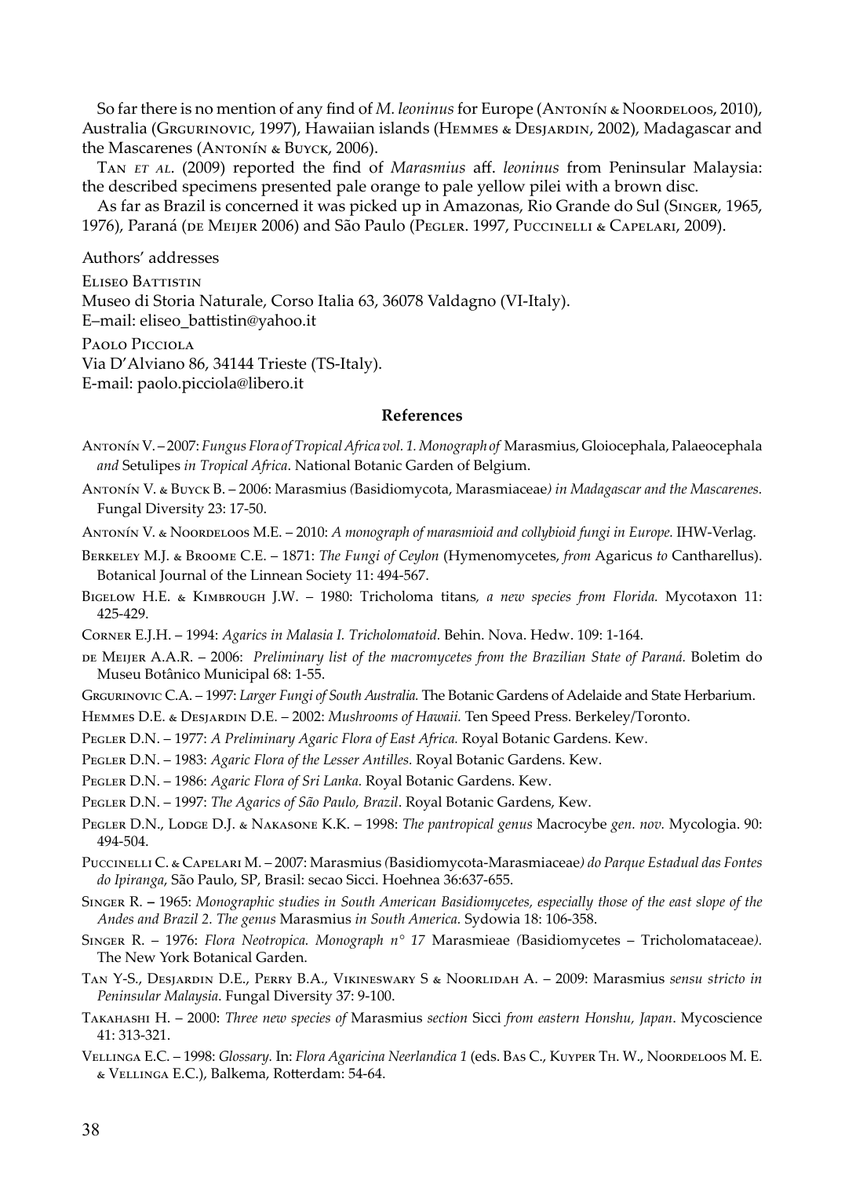So far there is no mention of any find of *M. leoninus* for Europe (Antonín & Noordeloos, 2010), Australia (Grgurinovic, 1997), Hawaiian islands (Hemmes & Desjardin, 2002), Madagascar and the Mascarenes (Antonín & Buyck, 2006).

Tan *et al*. (2009) reported the find of *Marasmius* aff. *leoninus* from Peninsular Malaysia: the described specimens presented pale orange to pale yellow pilei with a brown disc.

As far as Brazil is concerned it was picked up in Amazonas, Rio Grande do Sul (Singer, 1965, 1976), Paraná (de Meijer 2006) and São Paulo (Pegler. 1997, Puccinelli & Capelari, 2009).

Authors' addresses

Eliseo Battistin
Museo di Storia Naturale, Corso Italia 63, 36078 Valdagno (VI-Italy).
E–mail: eliseo_battistin@yahoo.it

Paolo Picciola
Via D'Alviano 86, 34144 Trieste (TS-Italy).
E-mail: paolo.picciola@libero.it

## References

Antonín V. – 2007: *Fungus Flora of Tropical Africa vol. 1. Monograph of* Marasmius, Gloiocephala, Palaeocephala *and* Setulipes *in Tropical Africa*. National Botanic Garden of Belgium.

Antonín V. & Buyck B. – 2006: Marasmius *(*Basidiomycota, Marasmiaceae*) in Madagascar and the Mascarenes.* Fungal Diversity 23: 17-50.

Antonín V. & Noordeloos M.E. – 2010: *A monograph of marasmioid and collybioid fungi in Europe.* IHW-Verlag.

Berkeley M.J. & Broome C.E. – 1871: *The Fungi of Ceylon* (Hymenomycetes, *from* Agaricus *to* Cantharellus). Botanical Journal of the Linnean Society 11: 494-567.

Bigelow H.E. & Kimbrough J.W. – 1980: Tricholoma titans*, a new species from Florida.* Mycotaxon 11: 425-429.

Corner E.J.H. – 1994: *Agarics in Malasia I. Tricholomatoid.* Behin. Nova. Hedw. 109: 1-164.

de Meijer A.A.R. – 2006: *Preliminary list of the macromycetes from the Brazilian State of Paraná.* Boletim do Museu Botânico Municipal 68: 1-55.

Grgurinovic C.A. – 1997: *Larger Fungi of South Australia.* The Botanic Gardens of Adelaide and State Herbarium.

Hemmes D.E. & Desjardin D.E. – 2002: *Mushrooms of Hawaii.* Ten Speed Press. Berkeley/Toronto.

Pegler D.N. – 1977: *A Preliminary Agaric Flora of East Africa.* Royal Botanic Gardens. Kew.

Pegler D.N. – 1983: *Agaric Flora of the Lesser Antilles.* Royal Botanic Gardens. Kew.

Pegler D.N. – 1986: *Agaric Flora of Sri Lanka.* Royal Botanic Gardens. Kew.

Pegler D.N. – 1997: *The Agarics of São Paulo, Brazil*. Royal Botanic Gardens, Kew.

Pegler D.N., Lodge D.J. & Nakasone K.K. – 1998: *The pantropical genus* Macrocybe *gen. nov.* Mycologia. 90: 494-504.

Puccinelli C. & Capelari M. – 2007: Marasmius *(*Basidiomycota-Marasmiaceae*) do Parque Estadual das Fontes do Ipiranga*, São Paulo, SP, Brasil: secao Sicci. Hoehnea 36:637-655.

Singer R. – 1965: *Monographic studies in South American Basidiomycetes, especially those of the east slope of the Andes and Brazil 2. The genus* Marasmius *in South America.* Sydowia 18: 106-358.

Singer R. – 1976: *Flora Neotropica. Monograph n° 17* Marasmieae *(*Basidiomycetes – Tricholomataceae*).* The New York Botanical Garden.

Tan Y-S., Desjardin D.E., Perry B.A., Vikineswary S & Noorlidah A. – 2009: Marasmius *sensu stricto in Peninsular Malaysia*. Fungal Diversity 37: 9-100.

Takahashi H. – 2000: *Three new species of* Marasmius *section* Sicci *from eastern Honshu, Japan*. Mycoscience 41: 313-321.

Vellinga E.C. – 1998: *Glossary.* In: *Flora Agaricina Neerlandica 1* (eds. Bas C., Kuyper Th. W., Noordeloos M. E. & Vellinga E.C.), Balkema, Rotterdam: 54-64.